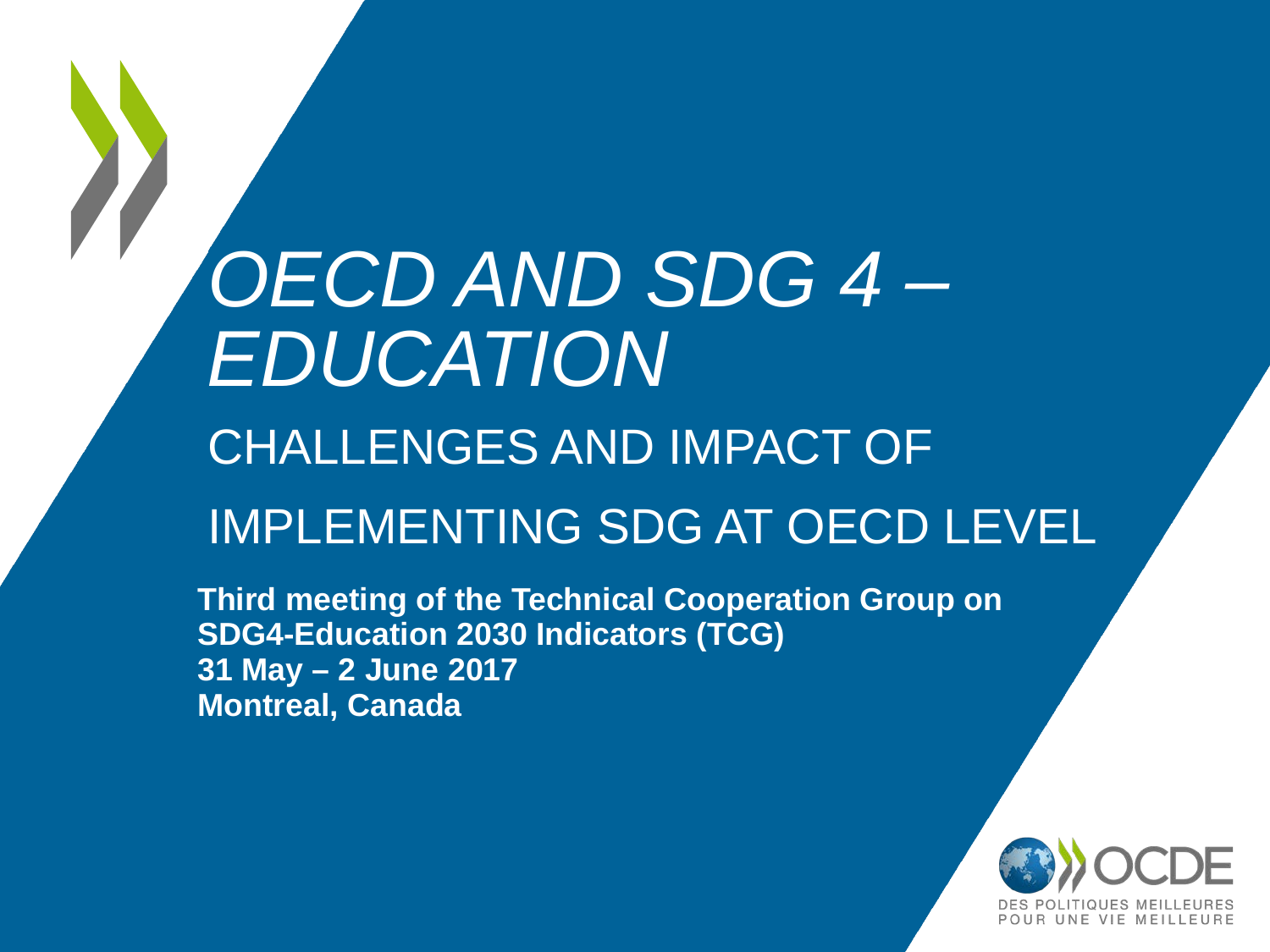# *OECD AND SDG 4 – EDUCATION*

## CHALLENGES AND IMPACT OF IMPLEMENTING SDG AT OECD LEVEL

**Third meeting of the Technical Cooperation Group on SDG4-Education 2030 Indicators (TCG)**
**31 May – 2 June 2017**
**Montreal, Canada**

OCDE
DES POLITIQUES MEILLEURES POUR UNE VIE MEILLEURE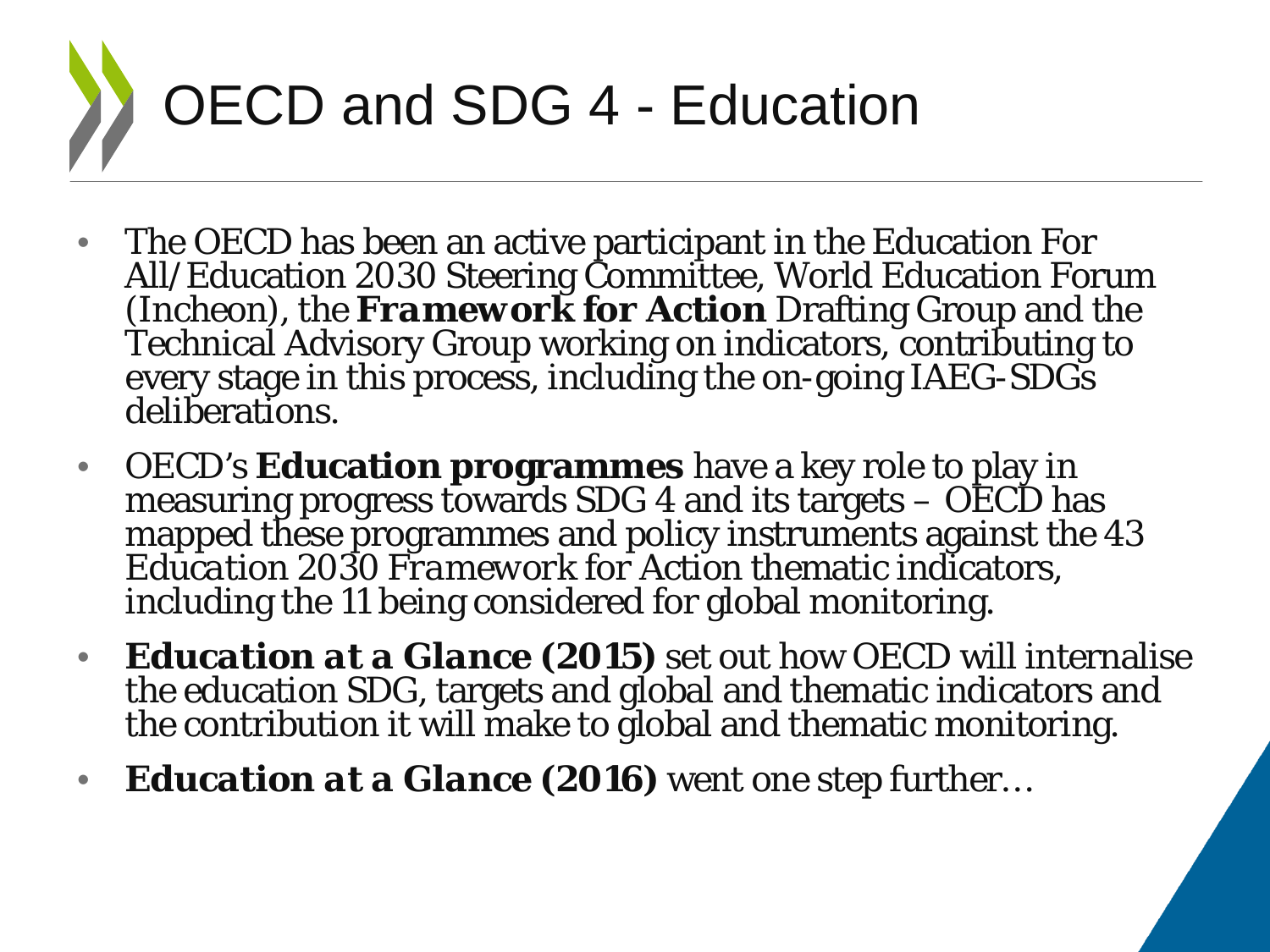# OECD and SDG 4 - Education

- The OECD has been an active participant in the Education For All/Education 2030 Steering Committee, World Education Forum (Incheon), the ***Framework for Action*** Drafting Group and the Technical Advisory Group working on indicators, contributing to every stage in this process, including the on-going IAEG-SDGs deliberations.
- OECD's **Education programmes** have a key role to play in measuring progress towards SDG 4 and its targets – OECD has mapped these programmes and policy instruments against the 43 *Education 2030 Framework* for Action thematic indicators, including the 11 being considered for global monitoring.
- ***Education at a Glance* (2015)** set out how OECD will internalise the education SDG, targets and global and thematic indicators and the contribution it will make to global and thematic monitoring.
- ***Education at a Glance* (2016)** went one step further…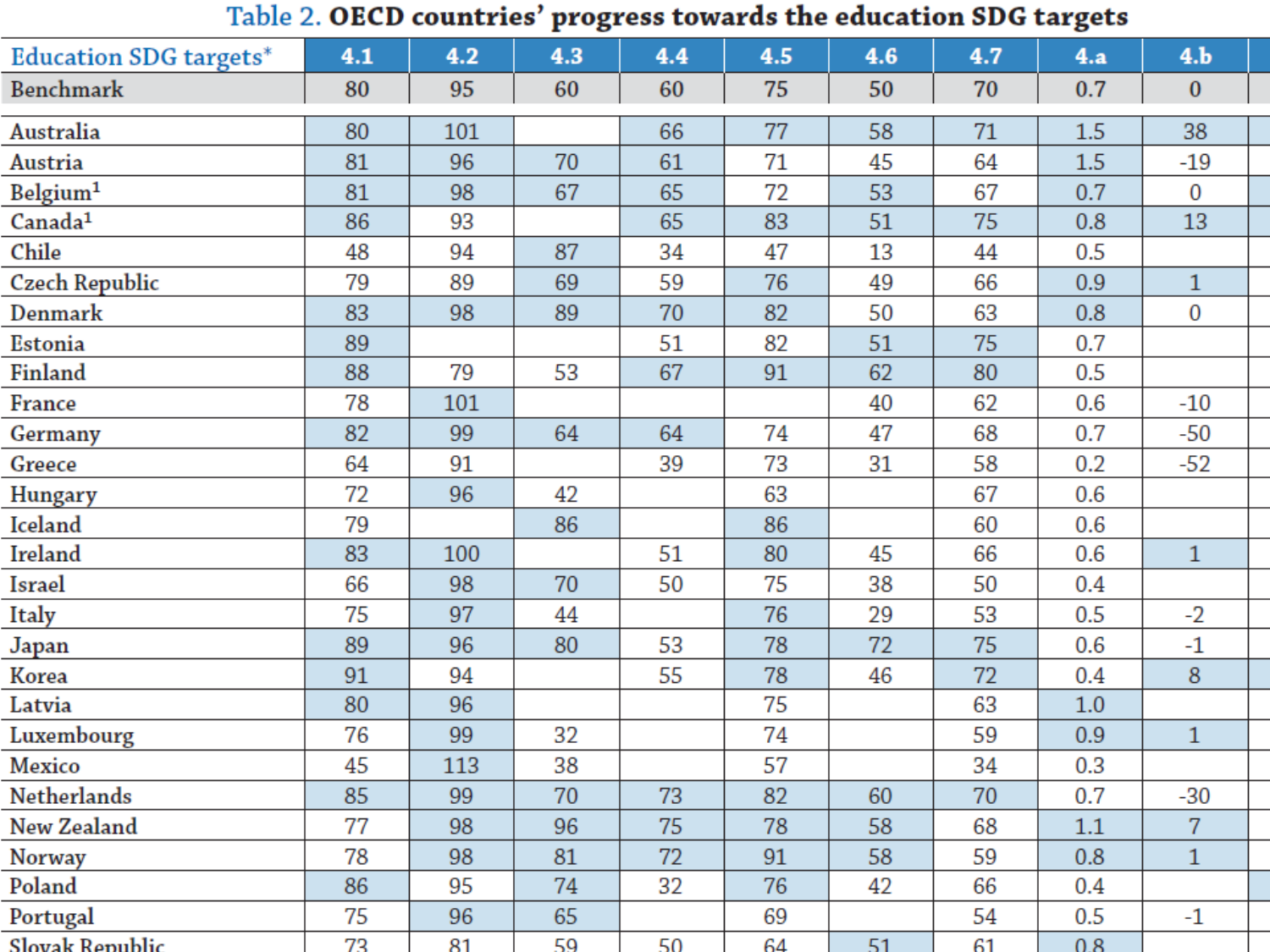**Table 2. OECD countries' progress towards the education SDG targets**

| Education SDG targets* | 4.1 | 4.2 | 4.3 | 4.4 | 4.5 | 4.6 | 4.7 | 4.a | 4.b |
|---|---|---|---|---|---|---|---|---|---|
| Benchmark | 80 | 95 | 60 | 60 | 75 | 50 | 70 | 0.7 | 0 |
| Australia | 80 | 101 | | 66 | 77 | 58 | 71 | 1.5 | 38 |
| Austria | 81 | 96 | 70 | 61 | 71 | 45 | 64 | 1.5 | -19 |
| Belgium[1] | 81 | 98 | 67 | 65 | 72 | 53 | 67 | 0.7 | 0 |
| Canada[1] | 86 | 93 | | 65 | 83 | 51 | 75 | 0.8 | 13 |
| Chile | 48 | 94 | 87 | 34 | 47 | 13 | 44 | 0.5 | |
| Czech Republic | 79 | 89 | 69 | 59 | 76 | 49 | 66 | 0.9 | 1 |
| Denmark | 83 | 98 | 89 | 70 | 82 | 50 | 63 | 0.8 | 0 |
| Estonia | 89 | | | 51 | 82 | 51 | 75 | 0.7 | |
| Finland | 88 | 79 | 53 | 67 | 91 | 62 | 80 | 0.5 | |
| France | 78 | 101 | | | | 40 | 62 | 0.6 | -10 |
| Germany | 82 | 99 | 64 | 64 | 74 | 47 | 68 | 0.7 | -50 |
| Greece | 64 | 91 | | 39 | 73 | 31 | 58 | 0.2 | -52 |
| Hungary | 72 | 96 | 42 | | 63 | | 67 | 0.6 | |
| Iceland | 79 | | 86 | | 86 | | 60 | 0.6 | |
| Ireland | 83 | 100 | | 51 | 80 | 45 | 66 | 0.6 | 1 |
| Israel | 66 | 98 | 70 | 50 | 75 | 38 | 50 | 0.4 | |
| Italy | 75 | 97 | 44 | | 76 | 29 | 53 | 0.5 | -2 |
| Japan | 89 | 96 | 80 | 53 | 78 | 72 | 75 | 0.6 | -1 |
| Korea | 91 | 94 | | 55 | 78 | 46 | 72 | 0.4 | 8 |
| Latvia | 80 | 96 | | | 75 | | 63 | 1.0 | |
| Luxembourg | 76 | 99 | 32 | | 74 | | 59 | 0.9 | 1 |
| Mexico | 45 | 113 | 38 | | 57 | | 34 | 0.3 | |
| Netherlands | 85 | 99 | 70 | 73 | 82 | 60 | 70 | 0.7 | -30 |
| New Zealand | 77 | 98 | 96 | 75 | 78 | 58 | 68 | 1.1 | 7 |
| Norway | 78 | 98 | 81 | 72 | 91 | 58 | 59 | 0.8 | 1 |
| Poland | 86 | 95 | 74 | 32 | 76 | 42 | 66 | 0.4 | |
| Portugal | 75 | 96 | 65 | | 69 | | 54 | 0.5 | -1 |
| Slovak Republic | 73 | 81 | 59 | 50 | 64 | 51 | 61 | 0.8 | |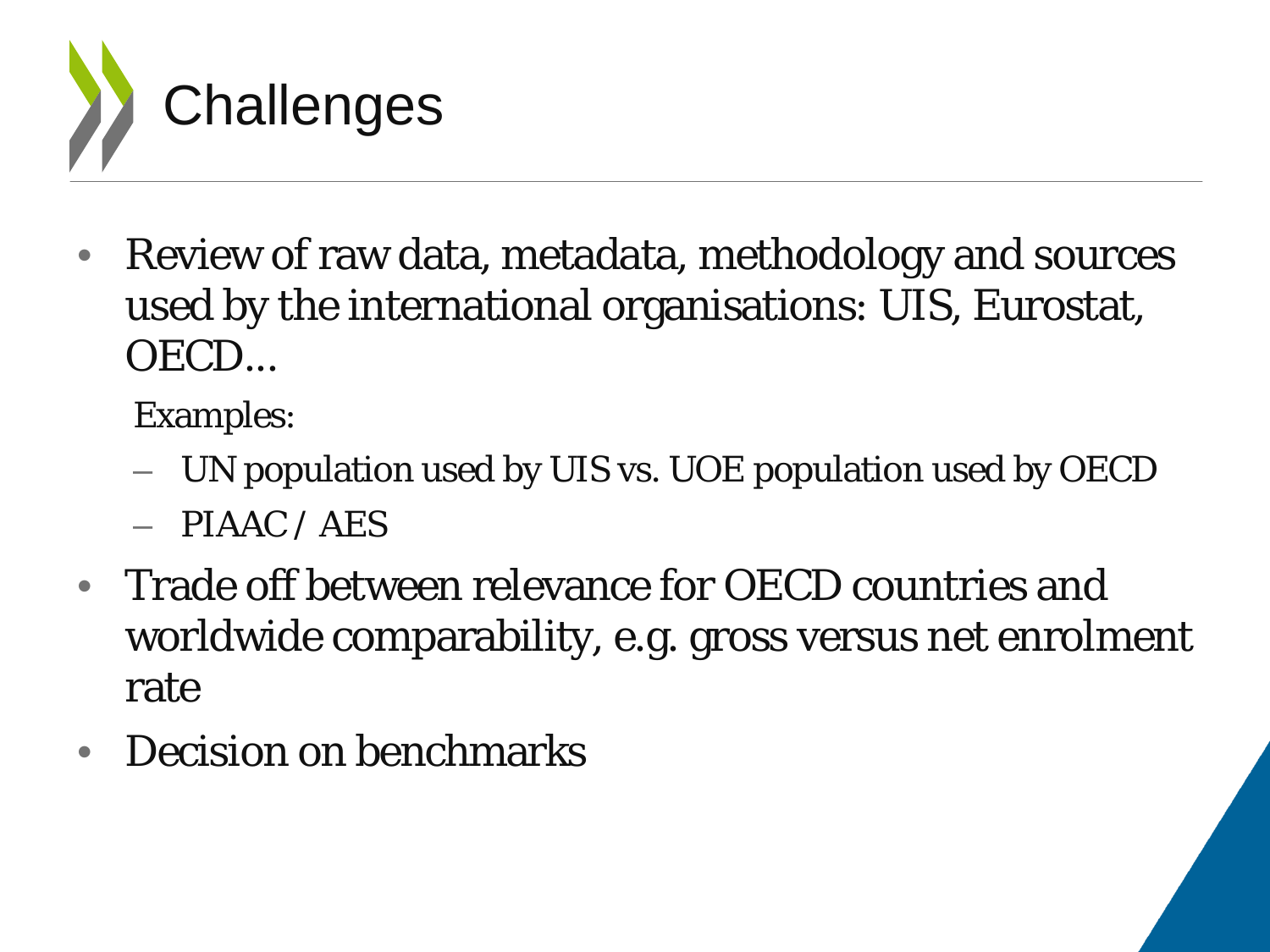# Challenges

- Review of raw data, metadata, methodology and sources used by the international organisations: UIS, Eurostat, OECD...

  Examples:

  - UN population used by UIS vs. UOE population used by OECD
  - PIAAC / AES
- Trade off between relevance for OECD countries and worldwide comparability, e.g. gross versus net enrolment rate
- Decision on benchmarks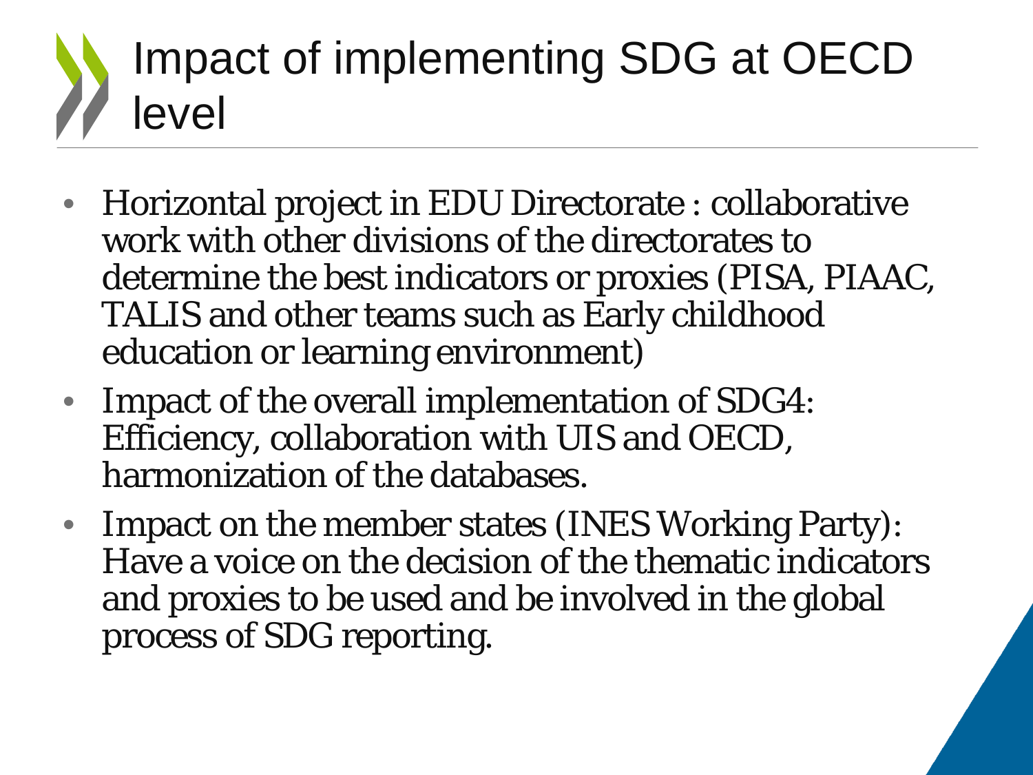# Impact of implementing SDG at OECD level

- Horizontal project in EDU Directorate : collaborative work with other divisions of the directorates to determine the best indicators or proxies (PISA, PIAAC, TALIS and other teams such as Early childhood education or learning environment)
- Impact of the overall implementation of SDG4: Efficiency, collaboration with UIS and OECD, harmonization of the databases.
- Impact on the member states (INES Working Party): Have a voice on the decision of the thematic indicators and proxies to be used and be involved in the global process of SDG reporting.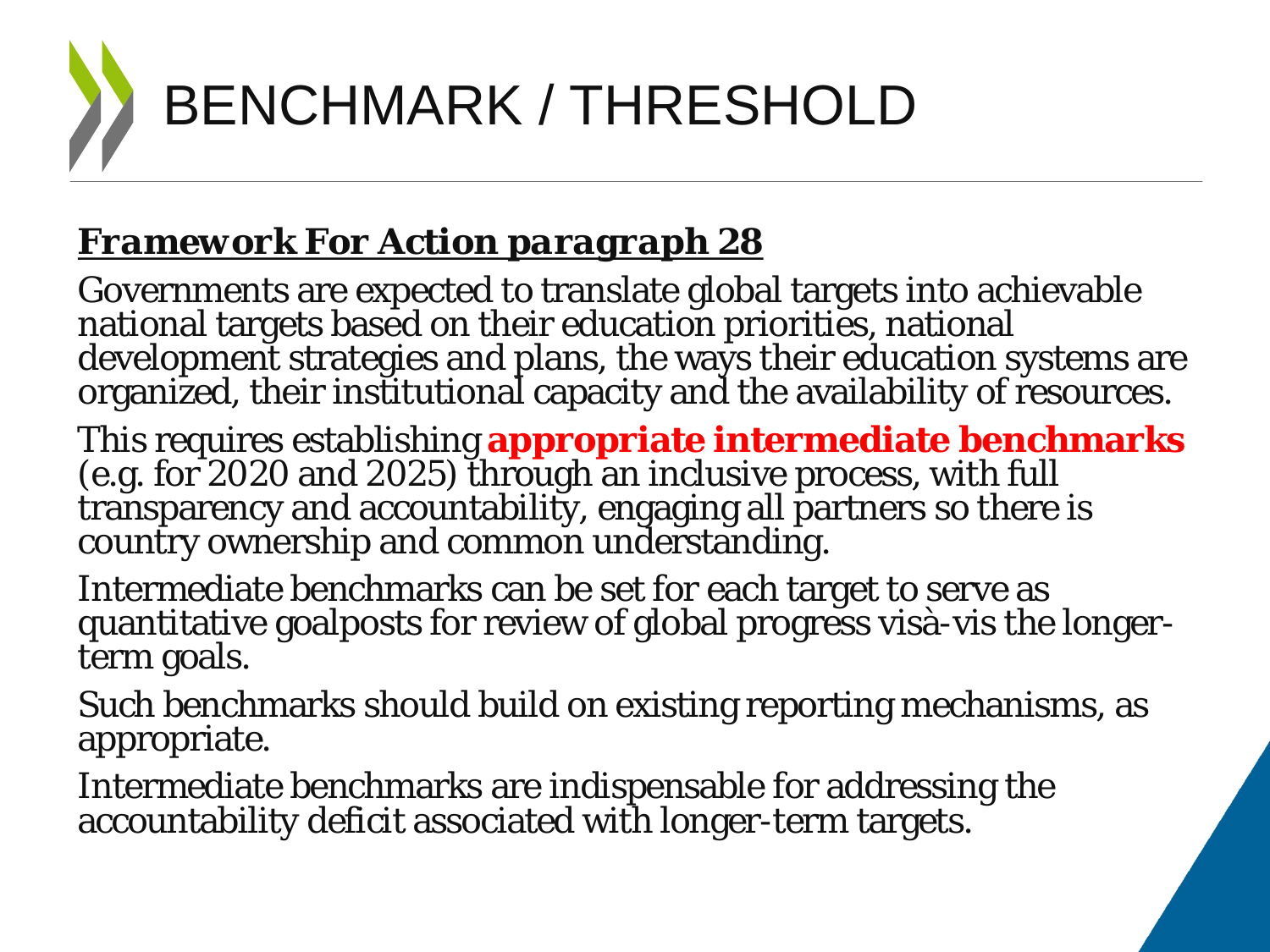# BENCHMARK / THRESHOLD

***Framework For Action paragraph 28***

Governments are expected to translate global targets into achievable national targets based on their education priorities, national development strategies and plans, the ways their education systems are organized, their institutional capacity and the availability of resources.

This requires establishing **appropriate intermediate benchmarks** (e.g. for 2020 and 2025) through an inclusive process, with full transparency and accountability, engaging all partners so there is country ownership and common understanding.

Intermediate benchmarks can be set for each target to serve as quantitative goalposts for review of global progress visà-vis the longer-term goals.

Such benchmarks should build on existing reporting mechanisms, as appropriate.

Intermediate benchmarks are indispensable for addressing the accountability deficit associated with longer-term targets.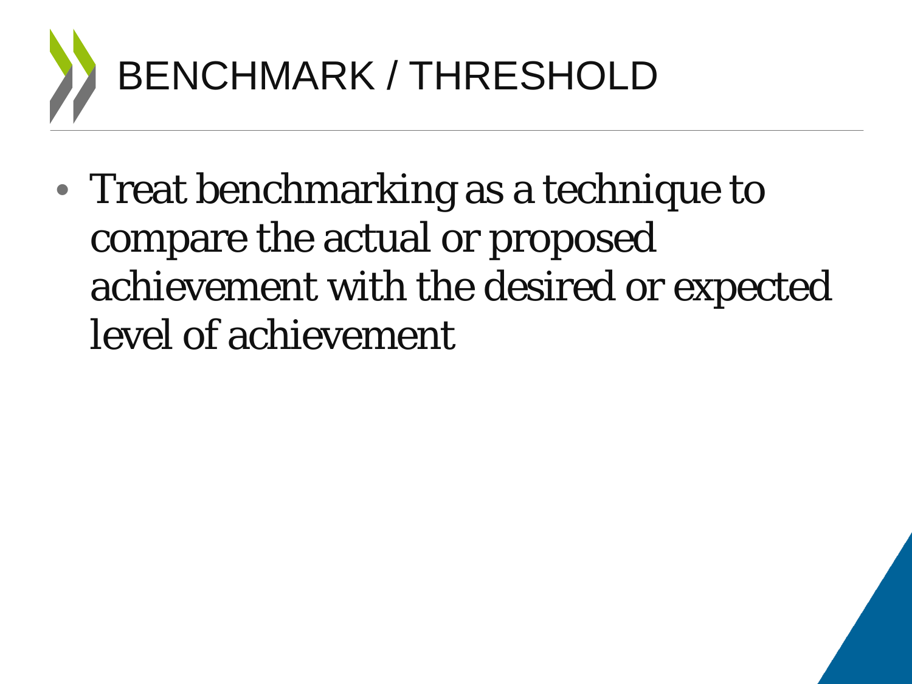# BENCHMARK / THRESHOLD

- Treat benchmarking as a technique to compare the actual or proposed achievement with the desired or expected level of achievement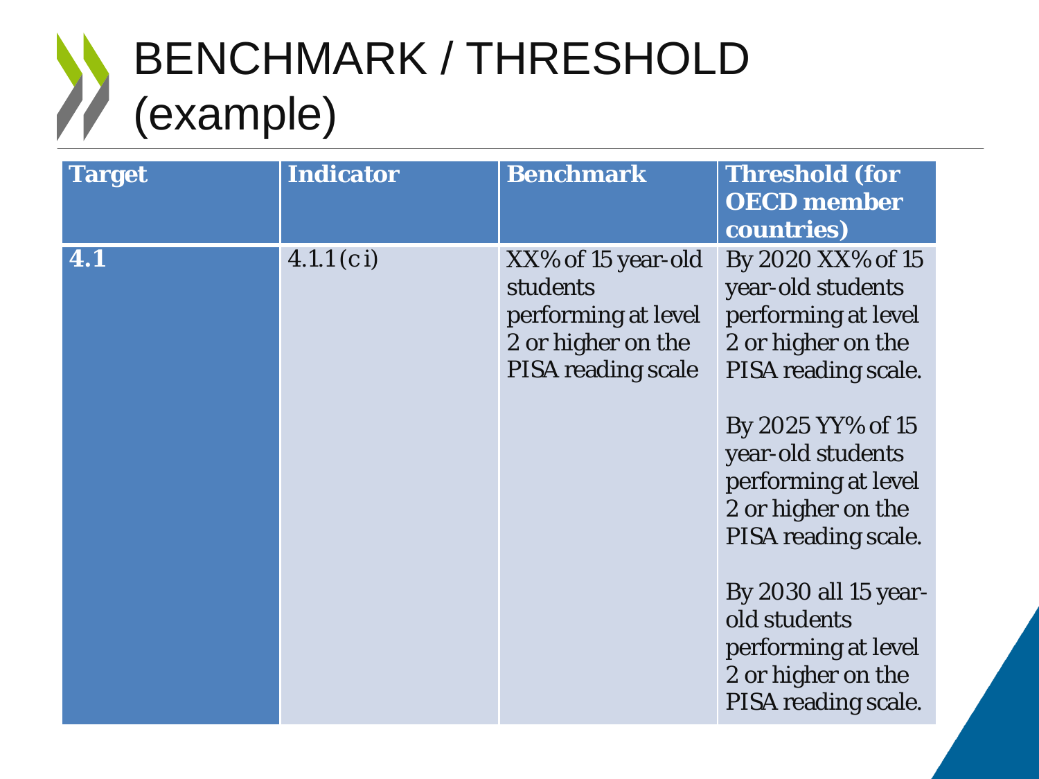# BENCHMARK / THRESHOLD (example)

| Target | Indicator | Benchmark | Threshold (for OECD member countries) |
|---|---|---|---|
| 4.1 | 4.1.1 (c i) | XX% of 15 year-old students performing at level 2 or higher on the PISA reading scale | By 2020 XX% of 15 year-old students performing at level 2 or higher on the PISA reading scale.<br><br>By 2025 YY% of 15 year-old students performing at level 2 or higher on the PISA reading scale.<br><br>By 2030 all 15 year-old students performing at level 2 or higher on the PISA reading scale. |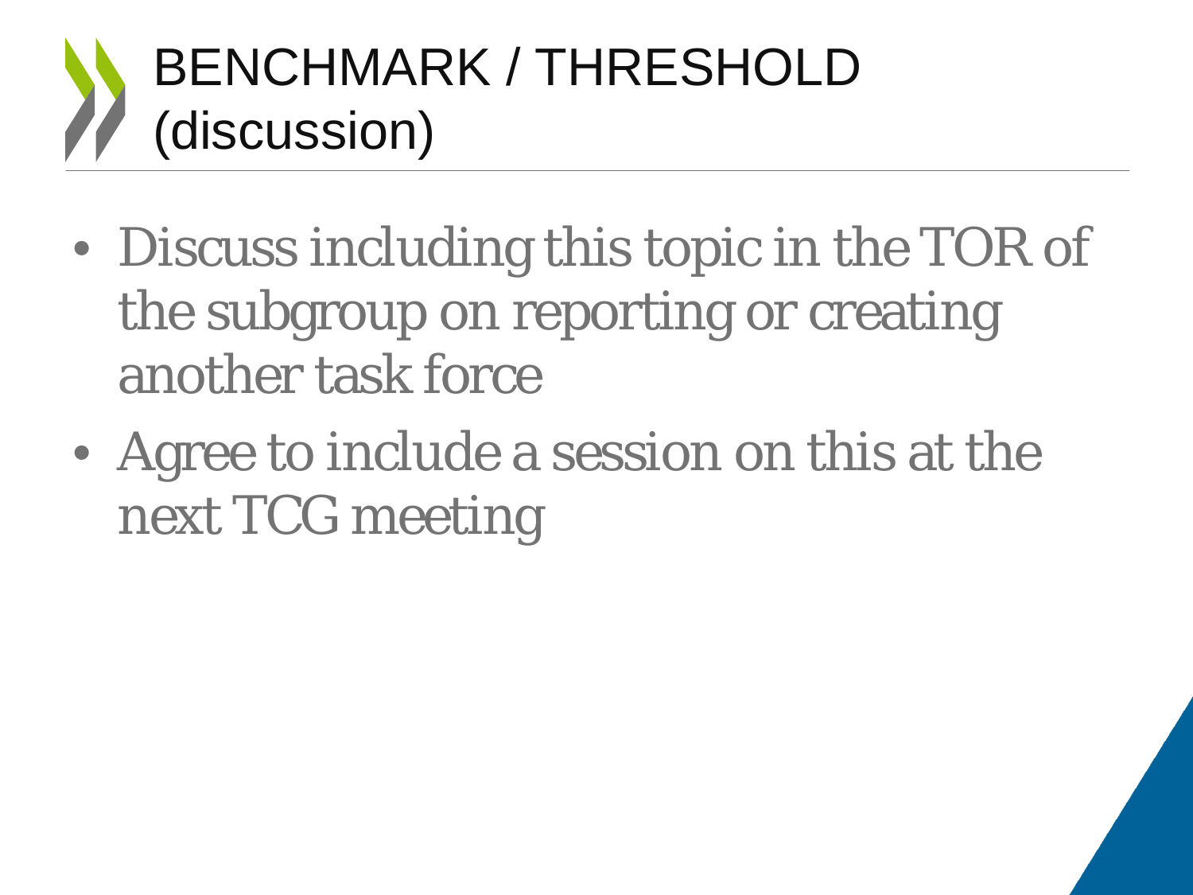# BENCHMARK / THRESHOLD (discussion)

- Discuss including this topic in the TOR of the subgroup on reporting or creating another task force
- Agree to include a session on this at the next TCG meeting